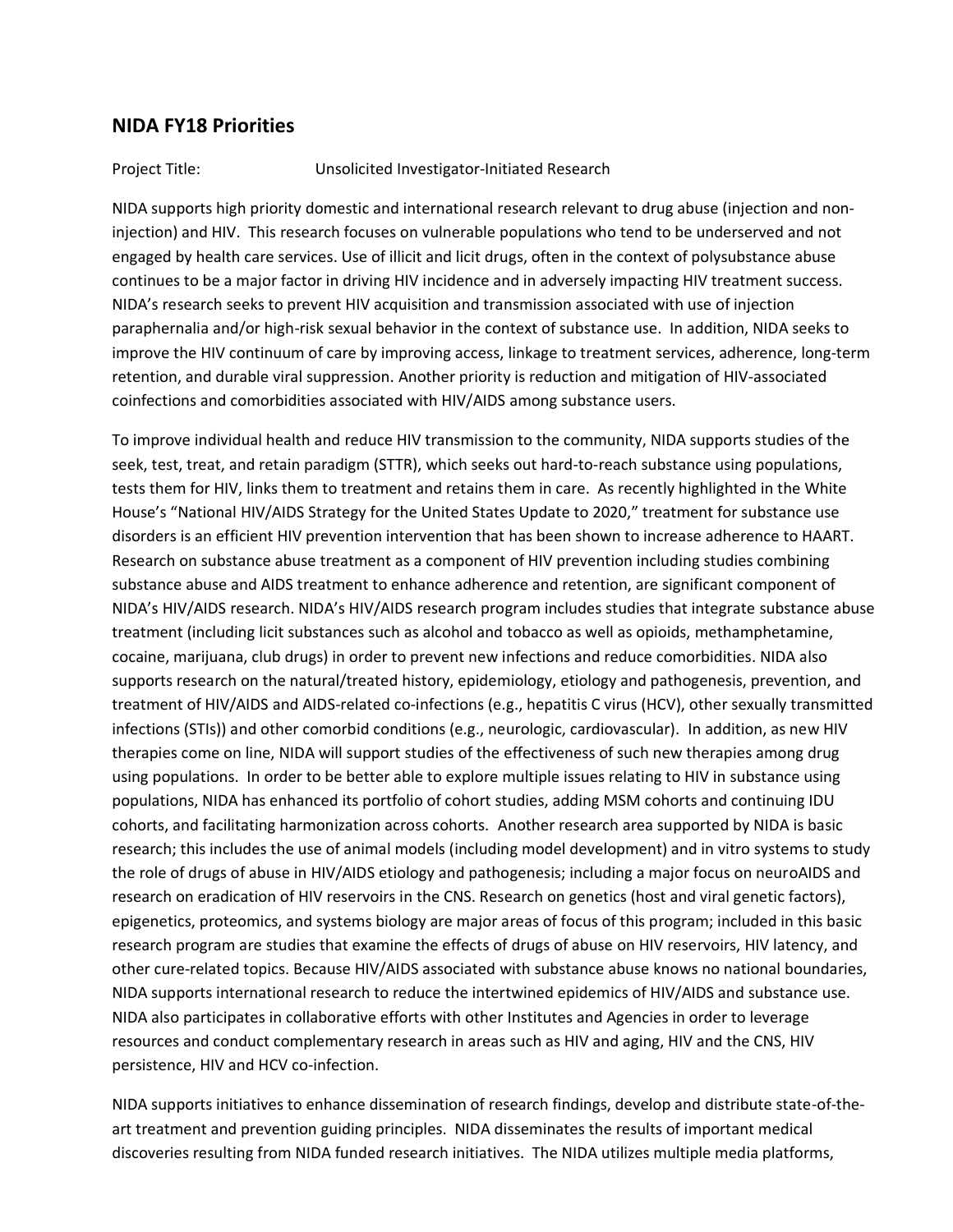## NIDA FY18 Priorities

Project Title: Unsolicited Investigator-Initiated Research

NIDA supports high priority domestic and international research relevant to drug abuse (injection and non-injection) and HIV. This research focuses on vulnerable populations who tend to be underserved and not engaged by health care services. Use of illicit and licit drugs, often in the context of polysubstance abuse continues to be a major factor in driving HIV incidence and in adversely impacting HIV treatment success. NIDA's research seeks to prevent HIV acquisition and transmission associated with use of injection paraphernalia and/or high-risk sexual behavior in the context of substance use. In addition, NIDA seeks to improve the HIV continuum of care by improving access, linkage to treatment services, adherence, long-term retention, and durable viral suppression. Another priority is reduction and mitigation of HIV-associated coinfections and comorbidities associated with HIV/AIDS among substance users.

To improve individual health and reduce HIV transmission to the community, NIDA supports studies of the seek, test, treat, and retain paradigm (STTR), which seeks out hard-to-reach substance using populations, tests them for HIV, links them to treatment and retains them in care. As recently highlighted in the White House's "National HIV/AIDS Strategy for the United States Update to 2020," treatment for substance use disorders is an efficient HIV prevention intervention that has been shown to increase adherence to HAART. Research on substance abuse treatment as a component of HIV prevention including studies combining substance abuse and AIDS treatment to enhance adherence and retention, are significant component of NIDA's HIV/AIDS research. NIDA's HIV/AIDS research program includes studies that integrate substance abuse treatment (including licit substances such as alcohol and tobacco as well as opioids, methamphetamine, cocaine, marijuana, club drugs) in order to prevent new infections and reduce comorbidities. NIDA also supports research on the natural/treated history, epidemiology, etiology and pathogenesis, prevention, and treatment of HIV/AIDS and AIDS-related co-infections (e.g., hepatitis C virus (HCV), other sexually transmitted infections (STIs)) and other comorbid conditions (e.g., neurologic, cardiovascular). In addition, as new HIV therapies come on line, NIDA will support studies of the effectiveness of such new therapies among drug using populations. In order to be better able to explore multiple issues relating to HIV in substance using populations, NIDA has enhanced its portfolio of cohort studies, adding MSM cohorts and continuing IDU cohorts, and facilitating harmonization across cohorts. Another research area supported by NIDA is basic research; this includes the use of animal models (including model development) and in vitro systems to study the role of drugs of abuse in HIV/AIDS etiology and pathogenesis; including a major focus on neuroAIDS and research on eradication of HIV reservoirs in the CNS. Research on genetics (host and viral genetic factors), epigenetics, proteomics, and systems biology are major areas of focus of this program; included in this basic research program are studies that examine the effects of drugs of abuse on HIV reservoirs, HIV latency, and other cure-related topics. Because HIV/AIDS associated with substance abuse knows no national boundaries, NIDA supports international research to reduce the intertwined epidemics of HIV/AIDS and substance use. NIDA also participates in collaborative efforts with other Institutes and Agencies in order to leverage resources and conduct complementary research in areas such as HIV and aging, HIV and the CNS, HIV persistence, HIV and HCV co-infection.

NIDA supports initiatives to enhance dissemination of research findings, develop and distribute state-of-the-art treatment and prevention guiding principles. NIDA disseminates the results of important medical discoveries resulting from NIDA funded research initiatives. The NIDA utilizes multiple media platforms,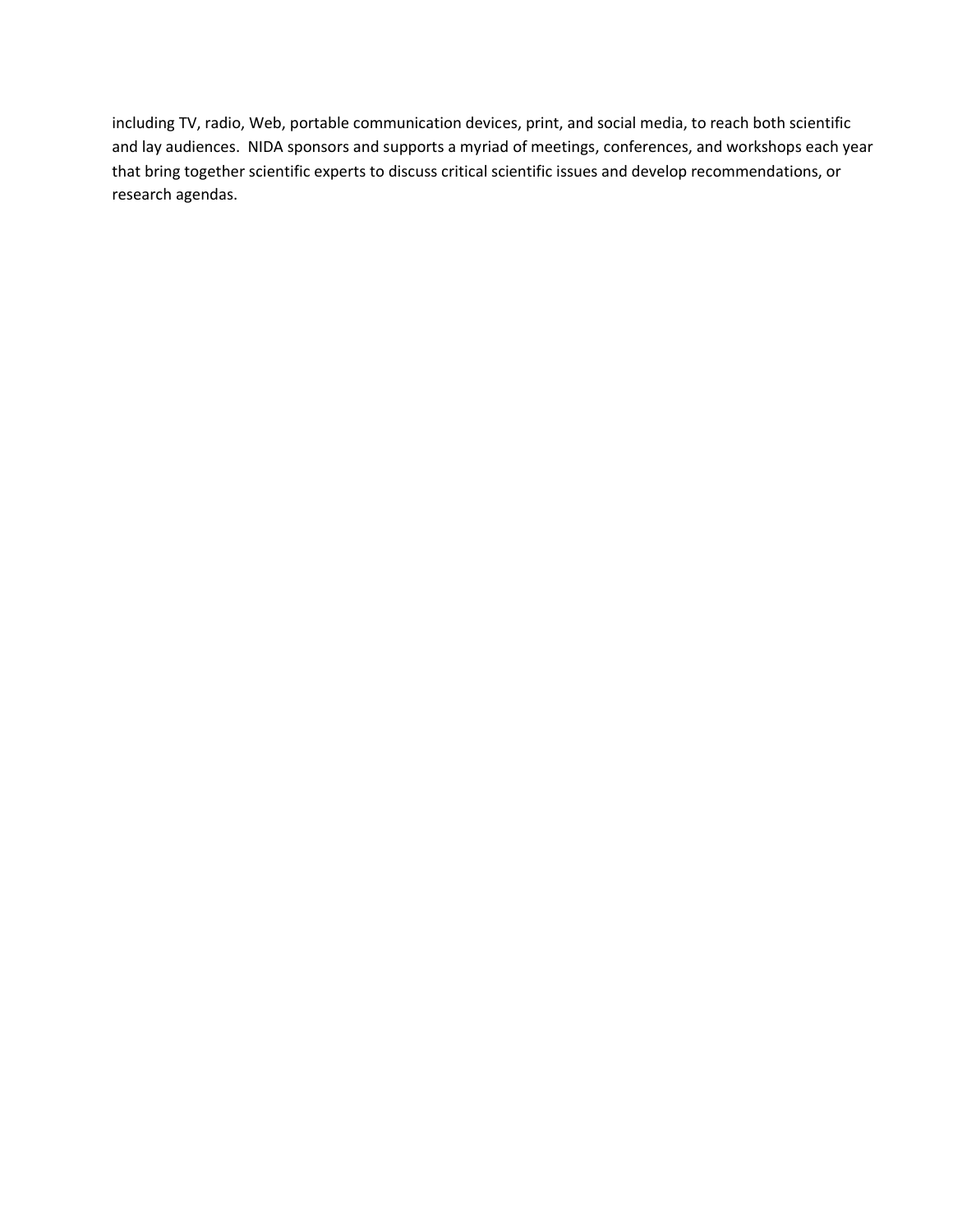including TV, radio, Web, portable communication devices, print, and social media, to reach both scientific and lay audiences. NIDA sponsors and supports a myriad of meetings, conferences, and workshops each year that bring together scientific experts to discuss critical scientific issues and develop recommendations, or research agendas.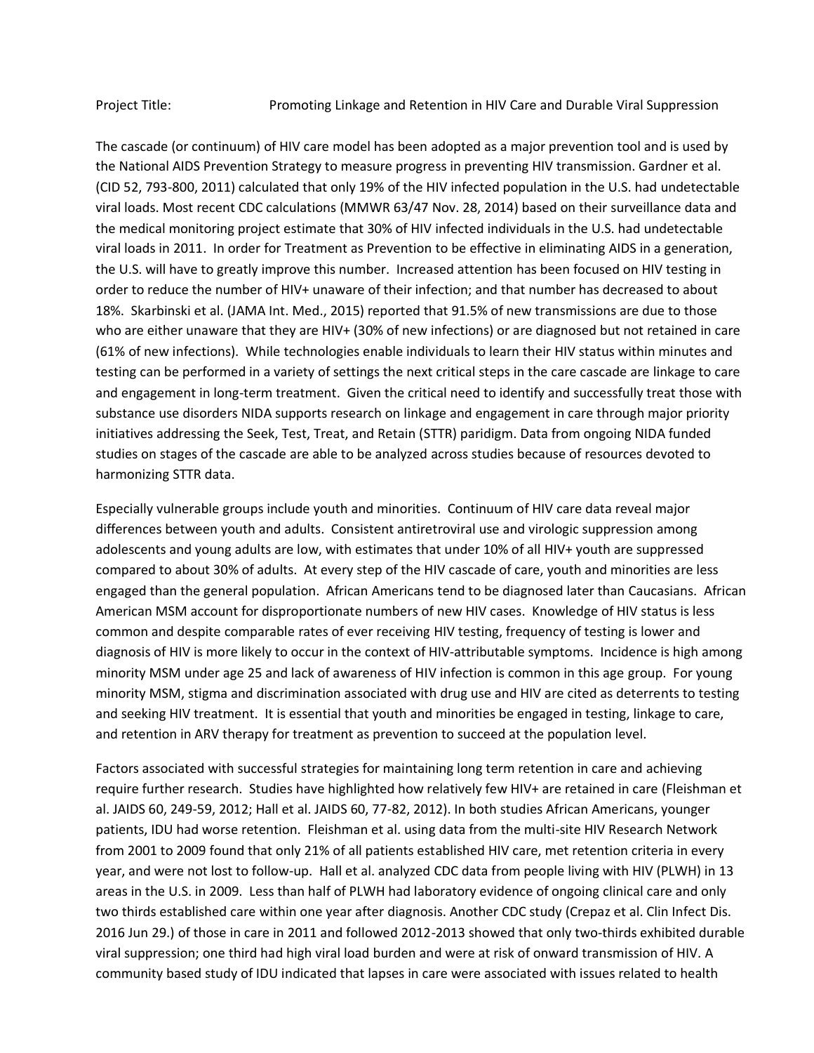Project Title: Promoting Linkage and Retention in HIV Care and Durable Viral Suppression

The cascade (or continuum) of HIV care model has been adopted as a major prevention tool and is used by the National AIDS Prevention Strategy to measure progress in preventing HIV transmission. Gardner et al. (CID 52, 793-800, 2011) calculated that only 19% of the HIV infected population in the U.S. had undetectable viral loads. Most recent CDC calculations (MMWR 63/47 Nov. 28, 2014) based on their surveillance data and the medical monitoring project estimate that 30% of HIV infected individuals in the U.S. had undetectable viral loads in 2011. In order for Treatment as Prevention to be effective in eliminating AIDS in a generation, the U.S. will have to greatly improve this number. Increased attention has been focused on HIV testing in order to reduce the number of HIV+ unaware of their infection; and that number has decreased to about 18%. Skarbinski et al. (JAMA Int. Med., 2015) reported that 91.5% of new transmissions are due to those who are either unaware that they are HIV+ (30% of new infections) or are diagnosed but not retained in care (61% of new infections). While technologies enable individuals to learn their HIV status within minutes and testing can be performed in a variety of settings the next critical steps in the care cascade are linkage to care and engagement in long-term treatment. Given the critical need to identify and successfully treat those with substance use disorders NIDA supports research on linkage and engagement in care through major priority initiatives addressing the Seek, Test, Treat, and Retain (STTR) paridigm. Data from ongoing NIDA funded studies on stages of the cascade are able to be analyzed across studies because of resources devoted to harmonizing STTR data.

Especially vulnerable groups include youth and minorities. Continuum of HIV care data reveal major differences between youth and adults. Consistent antiretroviral use and virologic suppression among adolescents and young adults are low, with estimates that under 10% of all HIV+ youth are suppressed compared to about 30% of adults. At every step of the HIV cascade of care, youth and minorities are less engaged than the general population. African Americans tend to be diagnosed later than Caucasians. African American MSM account for disproportionate numbers of new HIV cases. Knowledge of HIV status is less common and despite comparable rates of ever receiving HIV testing, frequency of testing is lower and diagnosis of HIV is more likely to occur in the context of HIV-attributable symptoms. Incidence is high among minority MSM under age 25 and lack of awareness of HIV infection is common in this age group. For young minority MSM, stigma and discrimination associated with drug use and HIV are cited as deterrents to testing and seeking HIV treatment. It is essential that youth and minorities be engaged in testing, linkage to care, and retention in ARV therapy for treatment as prevention to succeed at the population level.

Factors associated with successful strategies for maintaining long term retention in care and achieving require further research. Studies have highlighted how relatively few HIV+ are retained in care (Fleishman et al. JAIDS 60, 249-59, 2012; Hall et al. JAIDS 60, 77-82, 2012). In both studies African Americans, younger patients, IDU had worse retention. Fleishman et al. using data from the multi-site HIV Research Network from 2001 to 2009 found that only 21% of all patients established HIV care, met retention criteria in every year, and were not lost to follow-up. Hall et al. analyzed CDC data from people living with HIV (PLWH) in 13 areas in the U.S. in 2009. Less than half of PLWH had laboratory evidence of ongoing clinical care and only two thirds established care within one year after diagnosis. Another CDC study (Crepaz et al. Clin Infect Dis. 2016 Jun 29.) of those in care in 2011 and followed 2012-2013 showed that only two-thirds exhibited durable viral suppression; one third had high viral load burden and were at risk of onward transmission of HIV. A community based study of IDU indicated that lapses in care were associated with issues related to health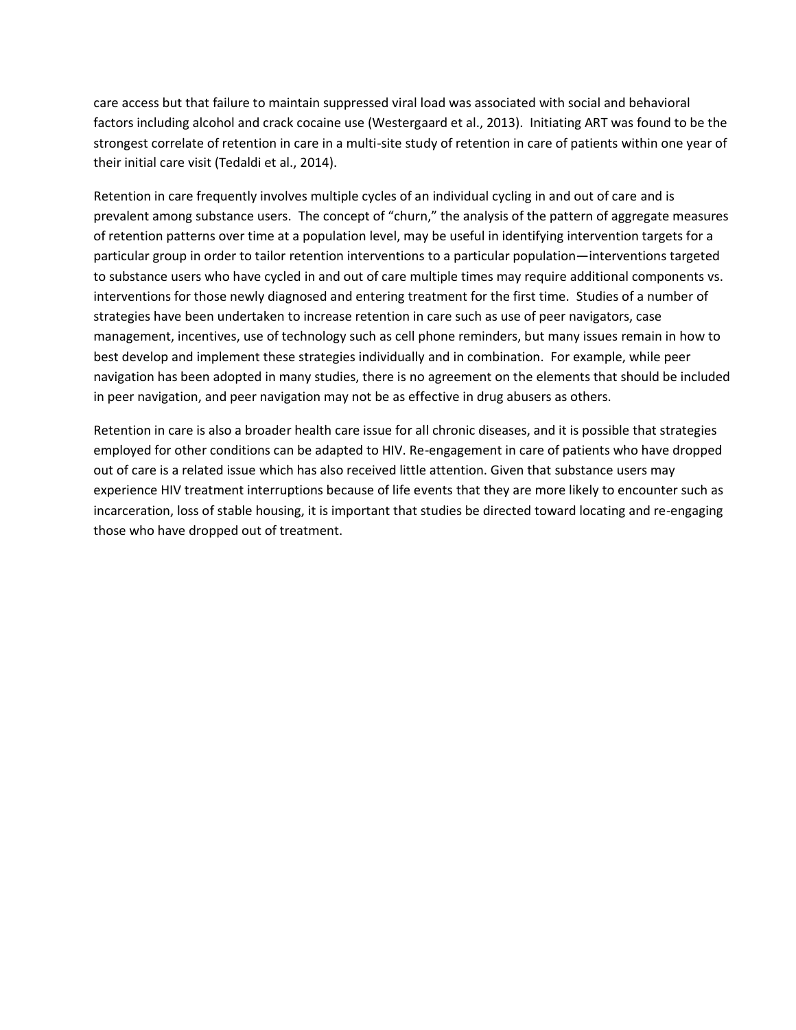care access but that failure to maintain suppressed viral load was associated with social and behavioral factors including alcohol and crack cocaine use (Westergaard et al., 2013). Initiating ART was found to be the strongest correlate of retention in care in a multi-site study of retention in care of patients within one year of their initial care visit (Tedaldi et al., 2014).

Retention in care frequently involves multiple cycles of an individual cycling in and out of care and is prevalent among substance users. The concept of "churn," the analysis of the pattern of aggregate measures of retention patterns over time at a population level, may be useful in identifying intervention targets for a particular group in order to tailor retention interventions to a particular population—interventions targeted to substance users who have cycled in and out of care multiple times may require additional components vs. interventions for those newly diagnosed and entering treatment for the first time. Studies of a number of strategies have been undertaken to increase retention in care such as use of peer navigators, case management, incentives, use of technology such as cell phone reminders, but many issues remain in how to best develop and implement these strategies individually and in combination. For example, while peer navigation has been adopted in many studies, there is no agreement on the elements that should be included in peer navigation, and peer navigation may not be as effective in drug abusers as others.

Retention in care is also a broader health care issue for all chronic diseases, and it is possible that strategies employed for other conditions can be adapted to HIV. Re-engagement in care of patients who have dropped out of care is a related issue which has also received little attention. Given that substance users may experience HIV treatment interruptions because of life events that they are more likely to encounter such as incarceration, loss of stable housing, it is important that studies be directed toward locating and re-engaging those who have dropped out of treatment.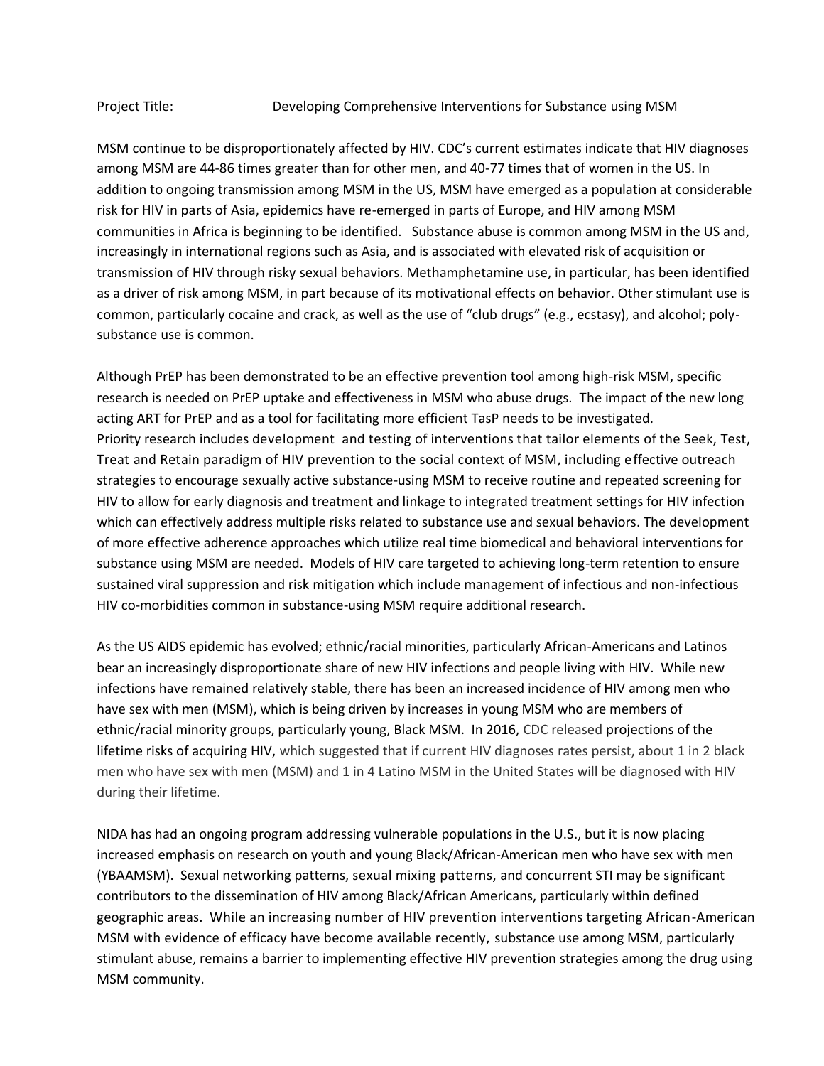Project Title: Developing Comprehensive Interventions for Substance using MSM

MSM continue to be disproportionately affected by HIV. CDC's current estimates indicate that HIV diagnoses among MSM are 44-86 times greater than for other men, and 40-77 times that of women in the US. In addition to ongoing transmission among MSM in the US, MSM have emerged as a population at considerable risk for HIV in parts of Asia, epidemics have re-emerged in parts of Europe, and HIV among MSM communities in Africa is beginning to be identified. Substance abuse is common among MSM in the US and, increasingly in international regions such as Asia, and is associated with elevated risk of acquisition or transmission of HIV through risky sexual behaviors. Methamphetamine use, in particular, has been identified as a driver of risk among MSM, in part because of its motivational effects on behavior. Other stimulant use is common, particularly cocaine and crack, as well as the use of "club drugs" (e.g., ecstasy), and alcohol; poly-substance use is common.

Although PrEP has been demonstrated to be an effective prevention tool among high-risk MSM, specific research is needed on PrEP uptake and effectiveness in MSM who abuse drugs. The impact of the new long acting ART for PrEP and as a tool for facilitating more efficient TasP needs to be investigated. Priority research includes development and testing of interventions that tailor elements of the Seek, Test, Treat and Retain paradigm of HIV prevention to the social context of MSM, including effective outreach strategies to encourage sexually active substance-using MSM to receive routine and repeated screening for HIV to allow for early diagnosis and treatment and linkage to integrated treatment settings for HIV infection which can effectively address multiple risks related to substance use and sexual behaviors. The development of more effective adherence approaches which utilize real time biomedical and behavioral interventions for substance using MSM are needed. Models of HIV care targeted to achieving long-term retention to ensure sustained viral suppression and risk mitigation which include management of infectious and non-infectious HIV co-morbidities common in substance-using MSM require additional research.

As the US AIDS epidemic has evolved; ethnic/racial minorities, particularly African-Americans and Latinos bear an increasingly disproportionate share of new HIV infections and people living with HIV. While new infections have remained relatively stable, there has been an increased incidence of HIV among men who have sex with men (MSM), which is being driven by increases in young MSM who are members of ethnic/racial minority groups, particularly young, Black MSM. In 2016, CDC released projections of the lifetime risks of acquiring HIV, which suggested that if current HIV diagnoses rates persist, about 1 in 2 black men who have sex with men (MSM) and 1 in 4 Latino MSM in the United States will be diagnosed with HIV during their lifetime.

NIDA has had an ongoing program addressing vulnerable populations in the U.S., but it is now placing increased emphasis on research on youth and young Black/African-American men who have sex with men (YBAAMSM). Sexual networking patterns, sexual mixing patterns, and concurrent STI may be significant contributors to the dissemination of HIV among Black/African Americans, particularly within defined geographic areas. While an increasing number of HIV prevention interventions targeting African-American MSM with evidence of efficacy have become available recently, substance use among MSM, particularly stimulant abuse, remains a barrier to implementing effective HIV prevention strategies among the drug using MSM community.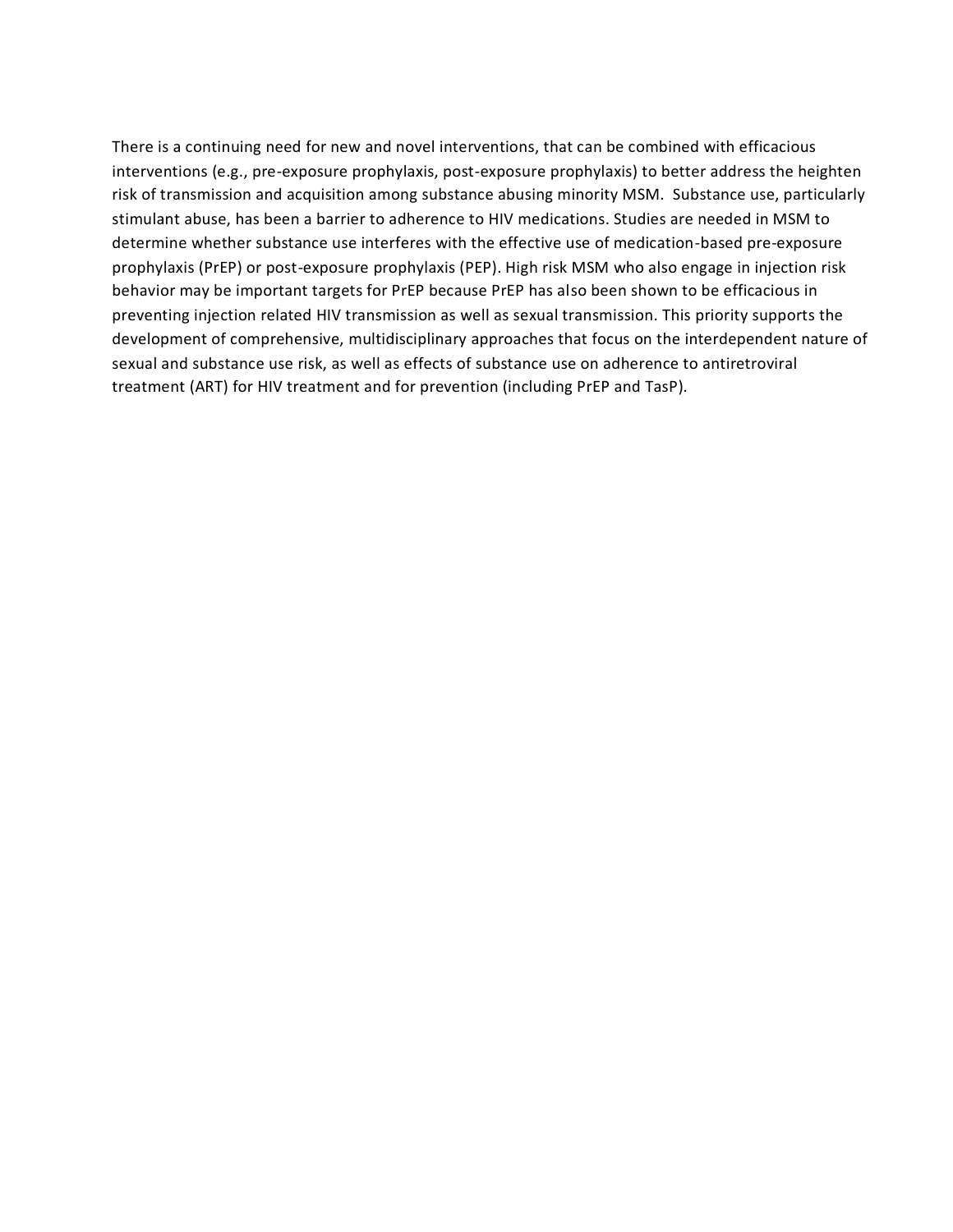There is a continuing need for new and novel interventions, that can be combined with efficacious interventions (e.g., pre-exposure prophylaxis, post-exposure prophylaxis) to better address the heighten risk of transmission and acquisition among substance abusing minority MSM.  Substance use, particularly stimulant abuse, has been a barrier to adherence to HIV medications. Studies are needed in MSM to determine whether substance use interferes with the effective use of medication-based pre-exposure prophylaxis (PrEP) or post-exposure prophylaxis (PEP). High risk MSM who also engage in injection risk behavior may be important targets for PrEP because PrEP has also been shown to be efficacious in preventing injection related HIV transmission as well as sexual transmission. This priority supports the development of comprehensive, multidisciplinary approaches that focus on the interdependent nature of sexual and substance use risk, as well as effects of substance use on adherence to antiretroviral treatment (ART) for HIV treatment and for prevention (including PrEP and TasP).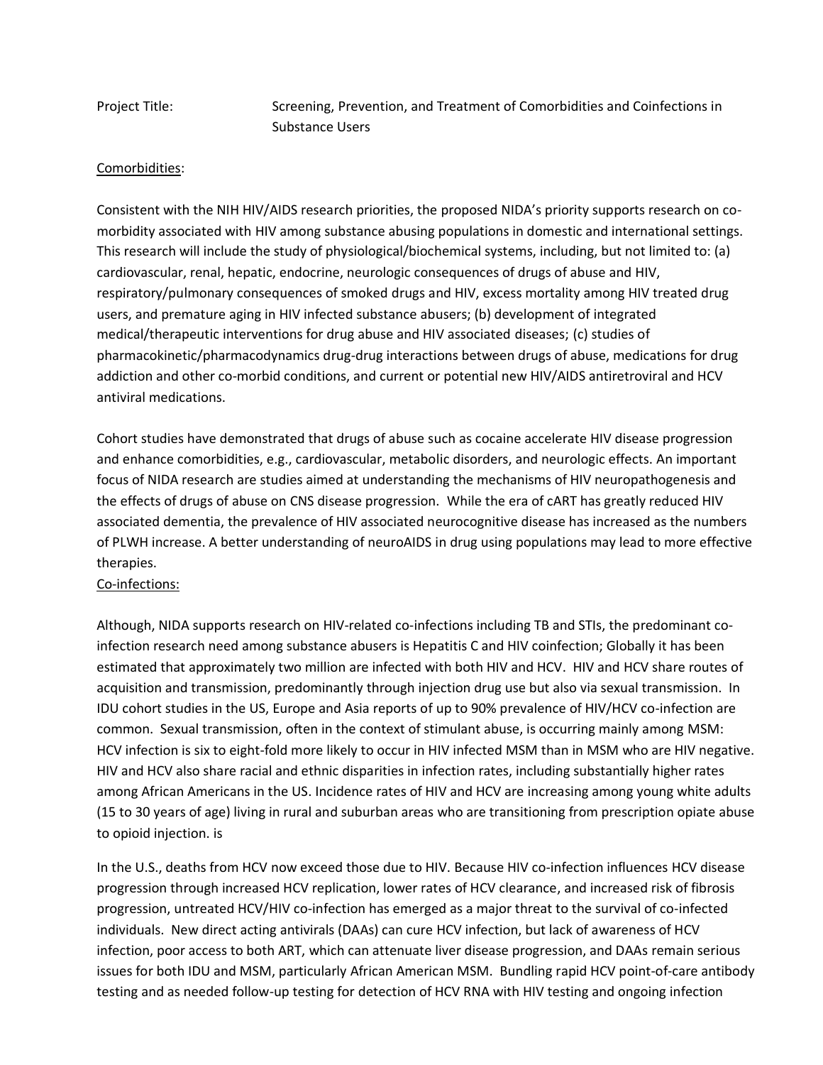Project Title: Screening, Prevention, and Treatment of Comorbidities and Coinfections in Substance Users

Comorbidities:

Consistent with the NIH HIV/AIDS research priorities, the proposed NIDA's priority supports research on co-morbidity associated with HIV among substance abusing populations in domestic and international settings. This research will include the study of physiological/biochemical systems, including, but not limited to: (a) cardiovascular, renal, hepatic, endocrine, neurologic consequences of drugs of abuse and HIV, respiratory/pulmonary consequences of smoked drugs and HIV, excess mortality among HIV treated drug users, and premature aging in HIV infected substance abusers; (b) development of integrated medical/therapeutic interventions for drug abuse and HIV associated diseases; (c) studies of pharmacokinetic/pharmacodynamics drug-drug interactions between drugs of abuse, medications for drug addiction and other co-morbid conditions, and current or potential new HIV/AIDS antiretroviral and HCV antiviral medications.

Cohort studies have demonstrated that drugs of abuse such as cocaine accelerate HIV disease progression and enhance comorbidities, e.g., cardiovascular, metabolic disorders, and neurologic effects. An important focus of NIDA research are studies aimed at understanding the mechanisms of HIV neuropathogenesis and the effects of drugs of abuse on CNS disease progression. While the era of cART has greatly reduced HIV associated dementia, the prevalence of HIV associated neurocognitive disease has increased as the numbers of PLWH increase. A better understanding of neuroAIDS in drug using populations may lead to more effective therapies.

Co-infections:

Although, NIDA supports research on HIV-related co-infections including TB and STIs, the predominant co-infection research need among substance abusers is Hepatitis C and HIV coinfection; Globally it has been estimated that approximately two million are infected with both HIV and HCV. HIV and HCV share routes of acquisition and transmission, predominantly through injection drug use but also via sexual transmission. In IDU cohort studies in the US, Europe and Asia reports of up to 90% prevalence of HIV/HCV co-infection are common. Sexual transmission, often in the context of stimulant abuse, is occurring mainly among MSM: HCV infection is six to eight-fold more likely to occur in HIV infected MSM than in MSM who are HIV negative. HIV and HCV also share racial and ethnic disparities in infection rates, including substantially higher rates among African Americans in the US. Incidence rates of HIV and HCV are increasing among young white adults (15 to 30 years of age) living in rural and suburban areas who are transitioning from prescription opiate abuse to opioid injection. is

In the U.S., deaths from HCV now exceed those due to HIV. Because HIV co-infection influences HCV disease progression through increased HCV replication, lower rates of HCV clearance, and increased risk of fibrosis progression, untreated HCV/HIV co-infection has emerged as a major threat to the survival of co-infected individuals. New direct acting antivirals (DAAs) can cure HCV infection, but lack of awareness of HCV infection, poor access to both ART, which can attenuate liver disease progression, and DAAs remain serious issues for both IDU and MSM, particularly African American MSM. Bundling rapid HCV point-of-care antibody testing and as needed follow-up testing for detection of HCV RNA with HIV testing and ongoing infection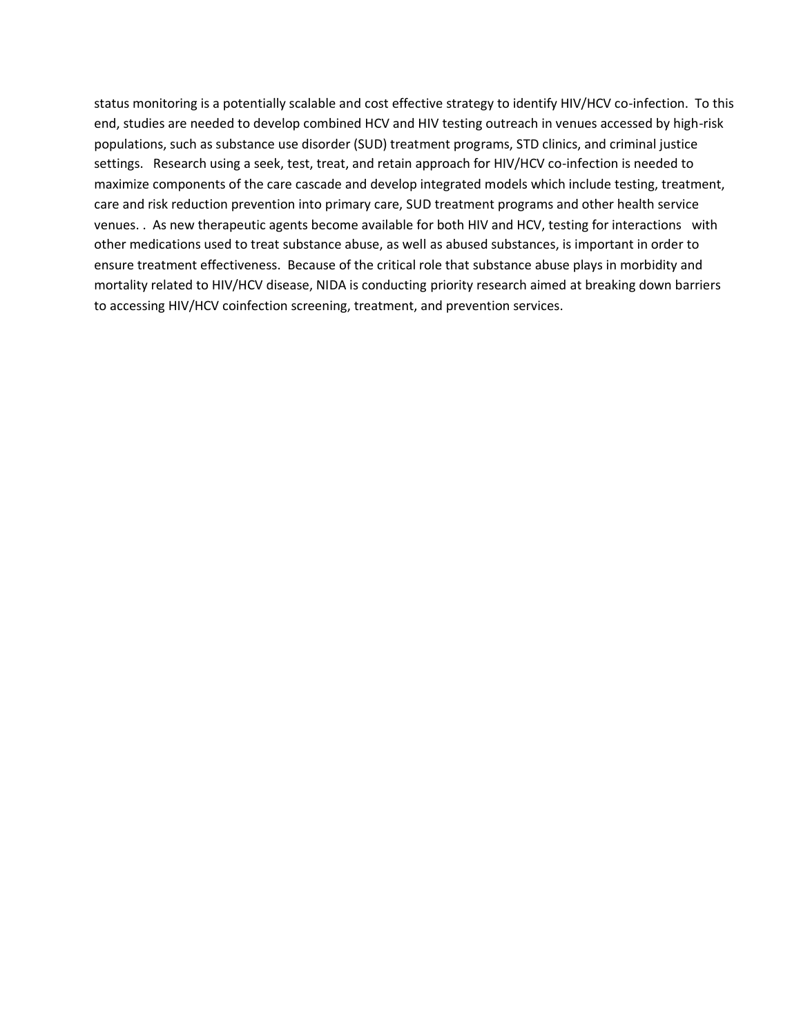status monitoring is a potentially scalable and cost effective strategy to identify HIV/HCV co-infection. To this end, studies are needed to develop combined HCV and HIV testing outreach in venues accessed by high-risk populations, such as substance use disorder (SUD) treatment programs, STD clinics, and criminal justice settings. Research using a seek, test, treat, and retain approach for HIV/HCV co-infection is needed to maximize components of the care cascade and develop integrated models which include testing, treatment, care and risk reduction prevention into primary care, SUD treatment programs and other health service venues. . As new therapeutic agents become available for both HIV and HCV, testing for interactions with other medications used to treat substance abuse, as well as abused substances, is important in order to ensure treatment effectiveness. Because of the critical role that substance abuse plays in morbidity and mortality related to HIV/HCV disease, NIDA is conducting priority research aimed at breaking down barriers to accessing HIV/HCV coinfection screening, treatment, and prevention services.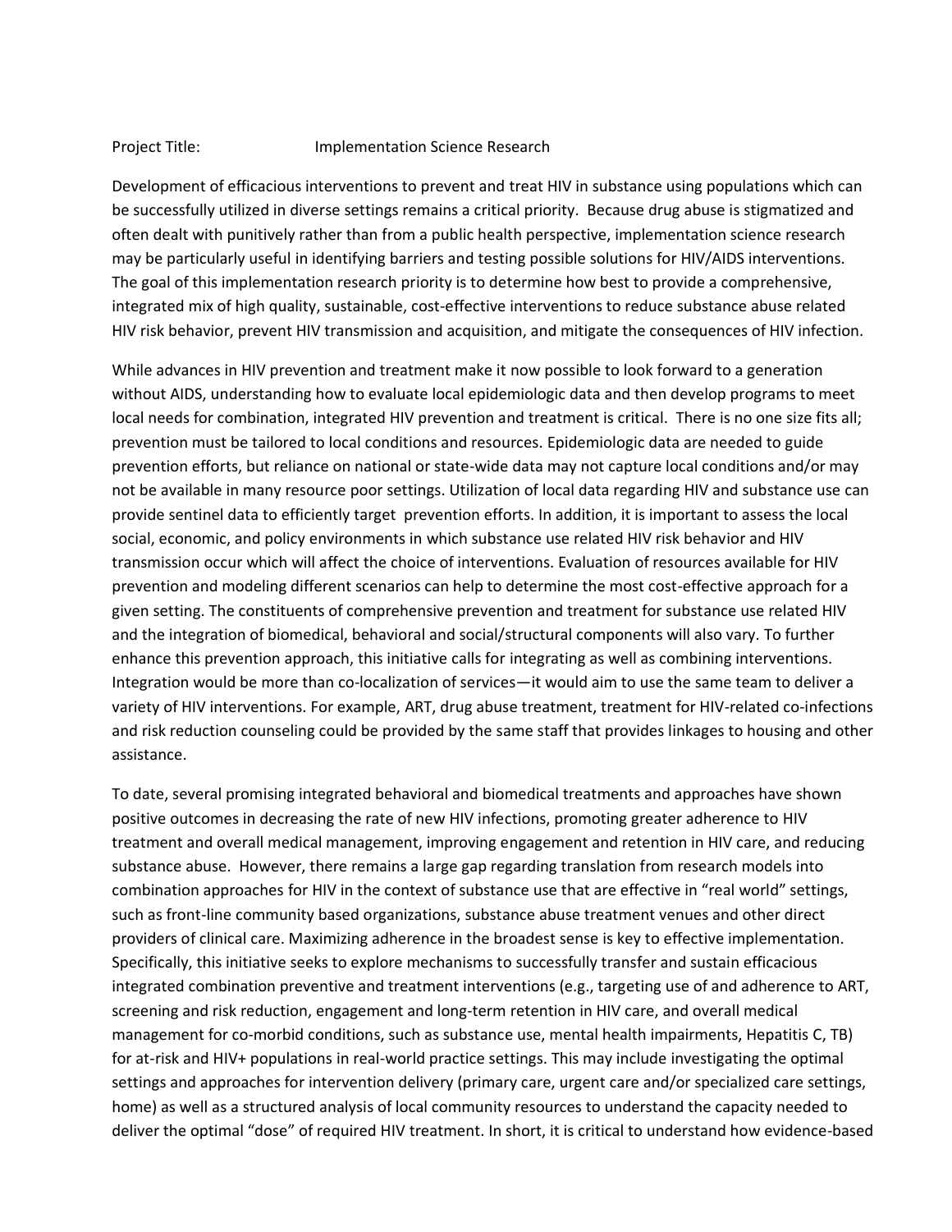Project Title: Implementation Science Research

Development of efficacious interventions to prevent and treat HIV in substance using populations which can be successfully utilized in diverse settings remains a critical priority. Because drug abuse is stigmatized and often dealt with punitively rather than from a public health perspective, implementation science research may be particularly useful in identifying barriers and testing possible solutions for HIV/AIDS interventions. The goal of this implementation research priority is to determine how best to provide a comprehensive, integrated mix of high quality, sustainable, cost-effective interventions to reduce substance abuse related HIV risk behavior, prevent HIV transmission and acquisition, and mitigate the consequences of HIV infection.

While advances in HIV prevention and treatment make it now possible to look forward to a generation without AIDS, understanding how to evaluate local epidemiologic data and then develop programs to meet local needs for combination, integrated HIV prevention and treatment is critical. There is no one size fits all; prevention must be tailored to local conditions and resources. Epidemiologic data are needed to guide prevention efforts, but reliance on national or state-wide data may not capture local conditions and/or may not be available in many resource poor settings. Utilization of local data regarding HIV and substance use can provide sentinel data to efficiently target prevention efforts. In addition, it is important to assess the local social, economic, and policy environments in which substance use related HIV risk behavior and HIV transmission occur which will affect the choice of interventions. Evaluation of resources available for HIV prevention and modeling different scenarios can help to determine the most cost-effective approach for a given setting. The constituents of comprehensive prevention and treatment for substance use related HIV and the integration of biomedical, behavioral and social/structural components will also vary. To further enhance this prevention approach, this initiative calls for integrating as well as combining interventions. Integration would be more than co-localization of services—it would aim to use the same team to deliver a variety of HIV interventions. For example, ART, drug abuse treatment, treatment for HIV-related co-infections and risk reduction counseling could be provided by the same staff that provides linkages to housing and other assistance.

To date, several promising integrated behavioral and biomedical treatments and approaches have shown positive outcomes in decreasing the rate of new HIV infections, promoting greater adherence to HIV treatment and overall medical management, improving engagement and retention in HIV care, and reducing substance abuse. However, there remains a large gap regarding translation from research models into combination approaches for HIV in the context of substance use that are effective in "real world" settings, such as front-line community based organizations, substance abuse treatment venues and other direct providers of clinical care. Maximizing adherence in the broadest sense is key to effective implementation. Specifically, this initiative seeks to explore mechanisms to successfully transfer and sustain efficacious integrated combination preventive and treatment interventions (e.g., targeting use of and adherence to ART, screening and risk reduction, engagement and long-term retention in HIV care, and overall medical management for co-morbid conditions, such as substance use, mental health impairments, Hepatitis C, TB) for at-risk and HIV+ populations in real-world practice settings. This may include investigating the optimal settings and approaches for intervention delivery (primary care, urgent care and/or specialized care settings, home) as well as a structured analysis of local community resources to understand the capacity needed to deliver the optimal "dose" of required HIV treatment. In short, it is critical to understand how evidence-based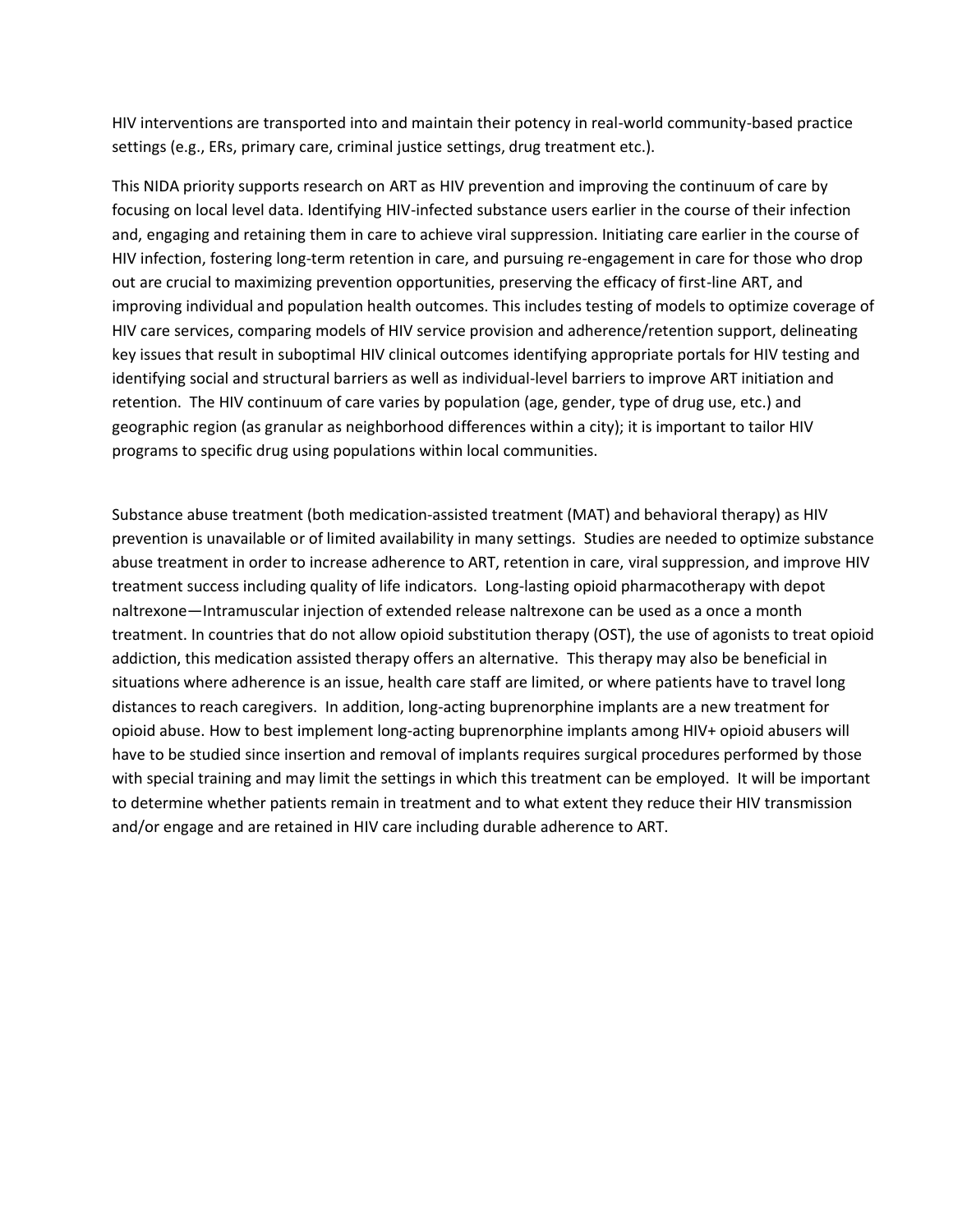HIV interventions are transported into and maintain their potency in real-world community-based practice settings (e.g., ERs, primary care, criminal justice settings, drug treatment etc.).

This NIDA priority supports research on ART as HIV prevention and improving the continuum of care by focusing on local level data. Identifying HIV-infected substance users earlier in the course of their infection and, engaging and retaining them in care to achieve viral suppression. Initiating care earlier in the course of HIV infection, fostering long-term retention in care, and pursuing re-engagement in care for those who drop out are crucial to maximizing prevention opportunities, preserving the efficacy of first-line ART, and improving individual and population health outcomes. This includes testing of models to optimize coverage of HIV care services, comparing models of HIV service provision and adherence/retention support, delineating key issues that result in suboptimal HIV clinical outcomes identifying appropriate portals for HIV testing and identifying social and structural barriers as well as individual-level barriers to improve ART initiation and retention. The HIV continuum of care varies by population (age, gender, type of drug use, etc.) and geographic region (as granular as neighborhood differences within a city); it is important to tailor HIV programs to specific drug using populations within local communities.

Substance abuse treatment (both medication-assisted treatment (MAT) and behavioral therapy) as HIV prevention is unavailable or of limited availability in many settings. Studies are needed to optimize substance abuse treatment in order to increase adherence to ART, retention in care, viral suppression, and improve HIV treatment success including quality of life indicators. Long-lasting opioid pharmacotherapy with depot naltrexone—Intramuscular injection of extended release naltrexone can be used as a once a month treatment. In countries that do not allow opioid substitution therapy (OST), the use of agonists to treat opioid addiction, this medication assisted therapy offers an alternative. This therapy may also be beneficial in situations where adherence is an issue, health care staff are limited, or where patients have to travel long distances to reach caregivers. In addition, long-acting buprenorphine implants are a new treatment for opioid abuse. How to best implement long-acting buprenorphine implants among HIV+ opioid abusers will have to be studied since insertion and removal of implants requires surgical procedures performed by those with special training and may limit the settings in which this treatment can be employed. It will be important to determine whether patients remain in treatment and to what extent they reduce their HIV transmission and/or engage and are retained in HIV care including durable adherence to ART.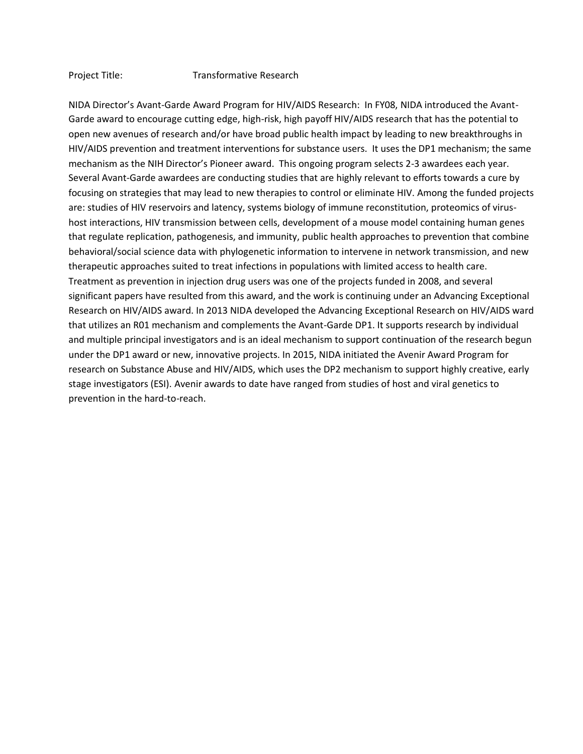Project Title: Transformative Research

NIDA Director's Avant-Garde Award Program for HIV/AIDS Research: In FY08, NIDA introduced the Avant-Garde award to encourage cutting edge, high-risk, high payoff HIV/AIDS research that has the potential to open new avenues of research and/or have broad public health impact by leading to new breakthroughs in HIV/AIDS prevention and treatment interventions for substance users. It uses the DP1 mechanism; the same mechanism as the NIH Director's Pioneer award. This ongoing program selects 2-3 awardees each year. Several Avant-Garde awardees are conducting studies that are highly relevant to efforts towards a cure by focusing on strategies that may lead to new therapies to control or eliminate HIV. Among the funded projects are: studies of HIV reservoirs and latency, systems biology of immune reconstitution, proteomics of virus-host interactions, HIV transmission between cells, development of a mouse model containing human genes that regulate replication, pathogenesis, and immunity, public health approaches to prevention that combine behavioral/social science data with phylogenetic information to intervene in network transmission, and new therapeutic approaches suited to treat infections in populations with limited access to health care. Treatment as prevention in injection drug users was one of the projects funded in 2008, and several significant papers have resulted from this award, and the work is continuing under an Advancing Exceptional Research on HIV/AIDS award. In 2013 NIDA developed the Advancing Exceptional Research on HIV/AIDS ward that utilizes an R01 mechanism and complements the Avant-Garde DP1. It supports research by individual and multiple principal investigators and is an ideal mechanism to support continuation of the research begun under the DP1 award or new, innovative projects. In 2015, NIDA initiated the Avenir Award Program for research on Substance Abuse and HIV/AIDS, which uses the DP2 mechanism to support highly creative, early stage investigators (ESI). Avenir awards to date have ranged from studies of host and viral genetics to prevention in the hard-to-reach.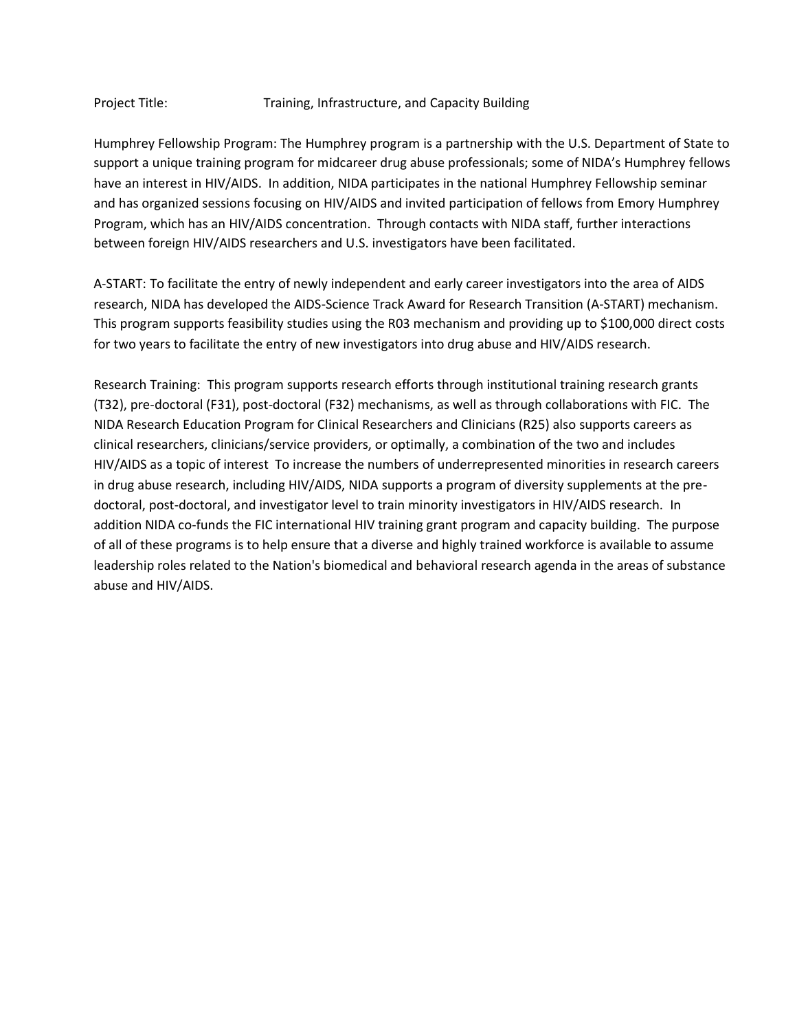Project Title: Training, Infrastructure, and Capacity Building

Humphrey Fellowship Program: The Humphrey program is a partnership with the U.S. Department of State to support a unique training program for midcareer drug abuse professionals; some of NIDA's Humphrey fellows have an interest in HIV/AIDS. In addition, NIDA participates in the national Humphrey Fellowship seminar and has organized sessions focusing on HIV/AIDS and invited participation of fellows from Emory Humphrey Program, which has an HIV/AIDS concentration. Through contacts with NIDA staff, further interactions between foreign HIV/AIDS researchers and U.S. investigators have been facilitated.

A-START: To facilitate the entry of newly independent and early career investigators into the area of AIDS research, NIDA has developed the AIDS-Science Track Award for Research Transition (A-START) mechanism. This program supports feasibility studies using the R03 mechanism and providing up to $100,000 direct costs for two years to facilitate the entry of new investigators into drug abuse and HIV/AIDS research.

Research Training: This program supports research efforts through institutional training research grants (T32), pre-doctoral (F31), post-doctoral (F32) mechanisms, as well as through collaborations with FIC. The NIDA Research Education Program for Clinical Researchers and Clinicians (R25) also supports careers as clinical researchers, clinicians/service providers, or optimally, a combination of the two and includes HIV/AIDS as a topic of interest To increase the numbers of underrepresented minorities in research careers in drug abuse research, including HIV/AIDS, NIDA supports a program of diversity supplements at the pre-doctoral, post-doctoral, and investigator level to train minority investigators in HIV/AIDS research. In addition NIDA co-funds the FIC international HIV training grant program and capacity building. The purpose of all of these programs is to help ensure that a diverse and highly trained workforce is available to assume leadership roles related to the Nation's biomedical and behavioral research agenda in the areas of substance abuse and HIV/AIDS.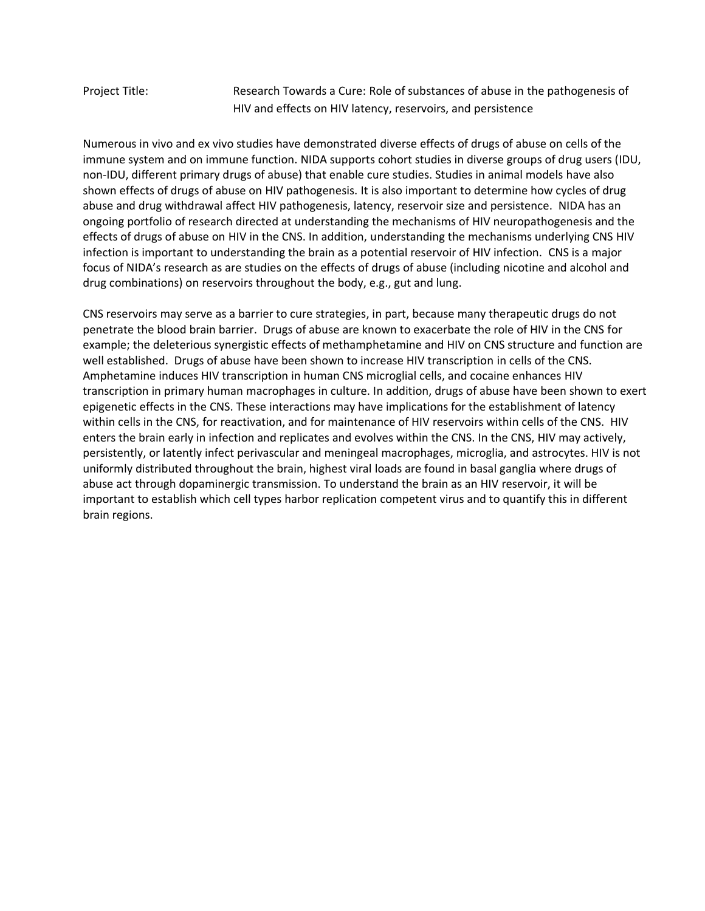Project Title: Research Towards a Cure: Role of substances of abuse in the pathogenesis of HIV and effects on HIV latency, reservoirs, and persistence

Numerous in vivo and ex vivo studies have demonstrated diverse effects of drugs of abuse on cells of the immune system and on immune function. NIDA supports cohort studies in diverse groups of drug users (IDU, non-IDU, different primary drugs of abuse) that enable cure studies. Studies in animal models have also shown effects of drugs of abuse on HIV pathogenesis. It is also important to determine how cycles of drug abuse and drug withdrawal affect HIV pathogenesis, latency, reservoir size and persistence. NIDA has an ongoing portfolio of research directed at understanding the mechanisms of HIV neuropathogenesis and the effects of drugs of abuse on HIV in the CNS. In addition, understanding the mechanisms underlying CNS HIV infection is important to understanding the brain as a potential reservoir of HIV infection. CNS is a major focus of NIDA's research as are studies on the effects of drugs of abuse (including nicotine and alcohol and drug combinations) on reservoirs throughout the body, e.g., gut and lung.

CNS reservoirs may serve as a barrier to cure strategies, in part, because many therapeutic drugs do not penetrate the blood brain barrier. Drugs of abuse are known to exacerbate the role of HIV in the CNS for example; the deleterious synergistic effects of methamphetamine and HIV on CNS structure and function are well established. Drugs of abuse have been shown to increase HIV transcription in cells of the CNS. Amphetamine induces HIV transcription in human CNS microglial cells, and cocaine enhances HIV transcription in primary human macrophages in culture. In addition, drugs of abuse have been shown to exert epigenetic effects in the CNS. These interactions may have implications for the establishment of latency within cells in the CNS, for reactivation, and for maintenance of HIV reservoirs within cells of the CNS. HIV enters the brain early in infection and replicates and evolves within the CNS. In the CNS, HIV may actively, persistently, or latently infect perivascular and meningeal macrophages, microglia, and astrocytes. HIV is not uniformly distributed throughout the brain, highest viral loads are found in basal ganglia where drugs of abuse act through dopaminergic transmission. To understand the brain as an HIV reservoir, it will be important to establish which cell types harbor replication competent virus and to quantify this in different brain regions.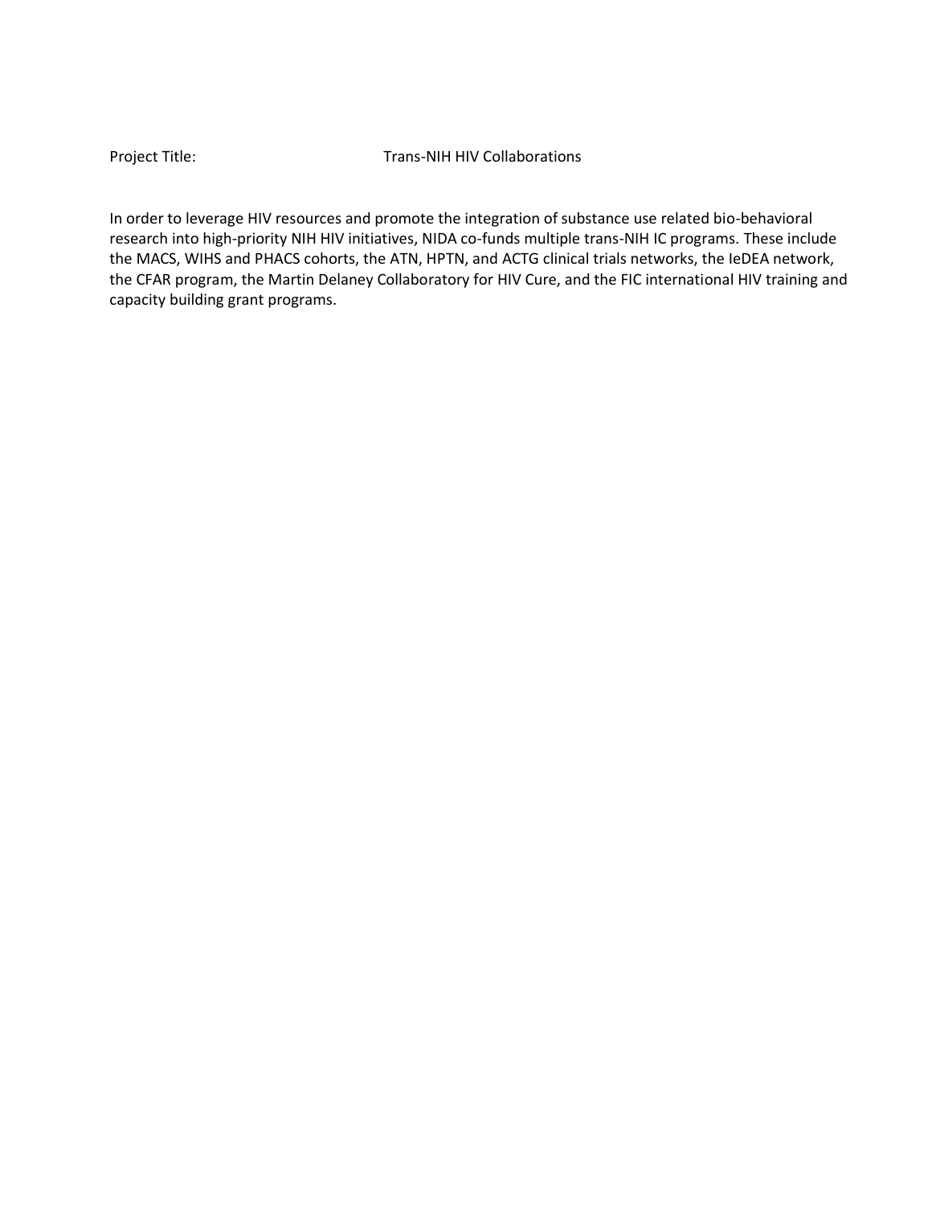Project Title: Trans-NIH HIV Collaborations

In order to leverage HIV resources and promote the integration of substance use related bio-behavioral research into high-priority NIH HIV initiatives, NIDA co-funds multiple trans-NIH IC programs. These include the MACS, WIHS and PHACS cohorts, the ATN, HPTN, and ACTG clinical trials networks, the IeDEA network, the CFAR program, the Martin Delaney Collaboratory for HIV Cure, and the FIC international HIV training and capacity building grant programs.